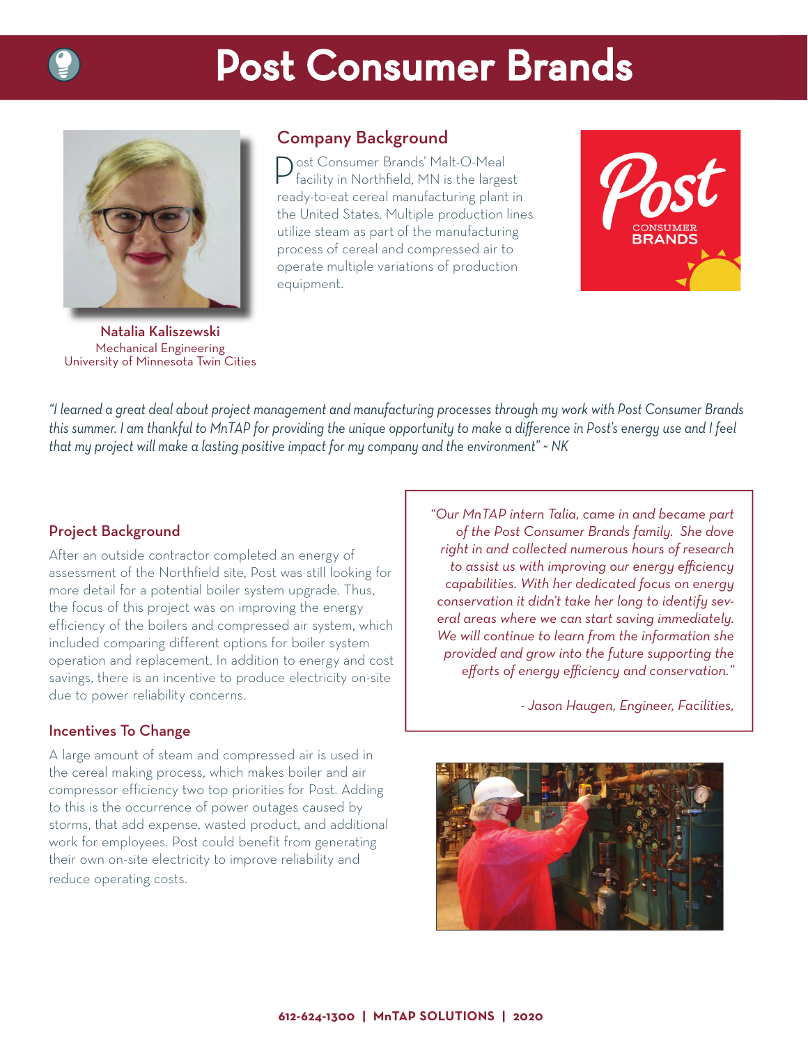# Post Consumer Brands

**Natalia Kaliszewski**
Mechanical Engineering
University of Minnesota Twin Cities

## Company Background

Post Consumer Brands' Malt-O-Meal facility in Northfield, MN is the largest ready-to-eat cereal manufacturing plant in the United States. Multiple production lines utilize steam as part of the manufacturing process of cereal and compressed air to operate multiple variations of production equipment.

*"I learned a great deal about project management and manufacturing processes through my work with Post Consumer Brands this summer. I am thankful to MnTAP for providing the unique opportunity to make a difference in Post's energy use and I feel that my project will make a lasting positive impact for my company and the environment" ~ NK*

## Project Background

After an outside contractor completed an energy of assessment of the Northfield site, Post was still looking for more detail for a potential boiler system upgrade. Thus, the focus of this project was on improving the energy efficiency of the boilers and compressed air system, which included comparing different options for boiler system operation and replacement. In addition to energy and cost savings, there is an incentive to produce electricity on-site due to power reliability concerns.

## Incentives To Change

A large amount of steam and compressed air is used in the cereal making process, which makes boiler and air compressor efficiency two top priorities for Post. Adding to this is the occurrence of power outages caused by storms, that add expense, wasted product, and additional work for employees. Post could benefit from generating their own on-site electricity to improve reliability and reduce operating costs.

> *"Our MnTAP intern Talia, came in and became part of the Post Consumer Brands family. She dove right in and collected numerous hours of research to assist us with improving our energy efficiency capabilities. With her dedicated focus on energy conservation it didn't take her long to identify several areas where we can start saving immediately. We will continue to learn from the information she provided and grow into the future supporting the efforts of energy efficiency and conservation."*
>
> *- Jason Haugen, Engineer, Facilities,*

612-624-1300 | MnTAP SOLUTIONS | 2020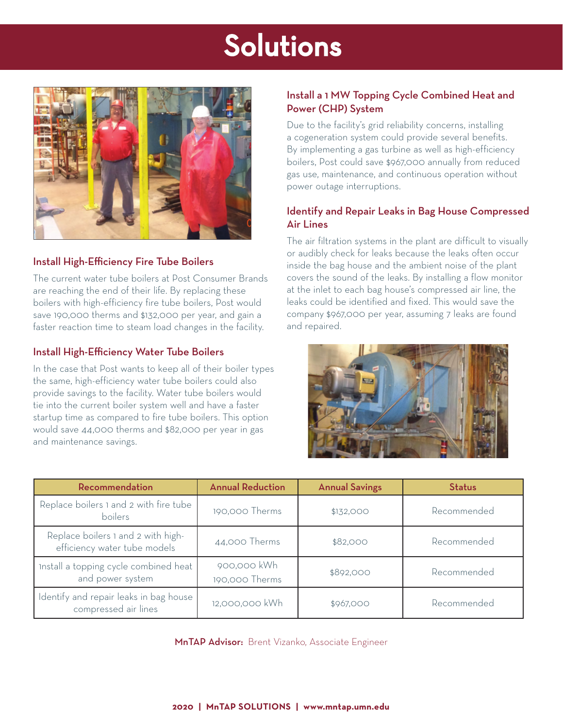# Solutions

### Install High-Efficiency Fire Tube Boilers

The current water tube boilers at Post Consumer Brands are reaching the end of their life. By replacing these boilers with high-efficiency fire tube boilers, Post would save 190,000 therms and $132,000 per year, and gain a faster reaction time to steam load changes in the facility.

### Install High-Efficiency Water Tube Boilers

In the case that Post wants to keep all of their boiler types the same, high-efficiency water tube boilers could also provide savings to the facility. Water tube boilers would tie into the current boiler system well and have a faster startup time as compared to fire tube boilers. This option would save 44,000 therms and $82,000 per year in gas and maintenance savings.

### Install a 1 MW Topping Cycle Combined Heat and Power (CHP) System

Due to the facility's grid reliability concerns, installing a cogeneration system could provide several benefits. By implementing a gas turbine as well as high-efficiency boilers, Post could save $967,000 annually from reduced gas use, maintenance, and continuous operation without power outage interruptions.

### Identify and Repair Leaks in Bag House Compressed Air Lines

The air filtration systems in the plant are difficult to visually or audibly check for leaks because the leaks often occur inside the bag house and the ambient noise of the plant covers the sound of the leaks. By installing a flow monitor at the inlet to each bag house's compressed air line, the leaks could be identified and fixed. This would save the company $967,000 per year, assuming 7 leaks are found and repaired.

| Recommendation | Annual Reduction | Annual Savings | Status |
|---|---|---|---|
| Replace boilers 1 and 2 with fire tube boilers | 190,000 Therms | $132,000 | Recommended |
| Replace boilers 1 and 2 with high-efficiency water tube models | 44,000 Therms | $82,000 | Recommended |
| Install a topping cycle combined heat and power system | 900,000 kWh<br>190,000 Therms | $892,000 | Recommended |
| Identify and repair leaks in bag house compressed air lines | 12,000,000 kWh | $967,000 | Recommended |

**MnTAP Advisor:** Brent Vizanko, Associate Engineer